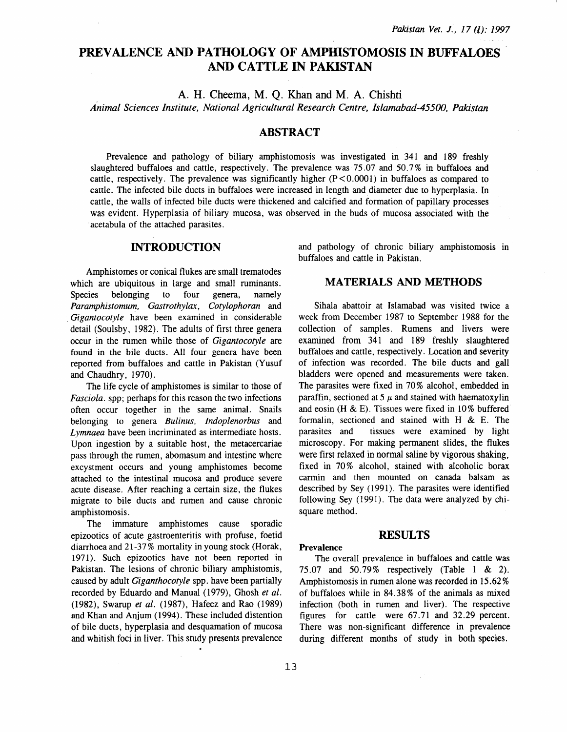# PREVALENCE AND PATHOLOGY OF AMPHISTOMOSIS IN BUFFALOES AND CATTLE IN PAKISTAN

A. H. Cheema, M. Q. Khan and M. A. Chishti

*Animal Sciences Institute, National Agricultural Research Centre, Islamabad-45500, Pakistan*

## ABSTRACT

Prevalence and pathology of biliary amphistomosis was investigated in 341 and 189 freshly slaughtered buffaloes and cattle, respectively. The prevalence was 75.07 and 50.7% in buffaloes and cattle, respectively. The prevalence was significantly higher ($P<0.0001$) in buffaloes as compared to cattle. The infected bile ducts in buffaloes were increased in length and diameter due to hyperplasia. In cattle, the walls of infected bile ducts were thickened and calcified and formation of papillary processes was evident. Hyperplasia of biliary mucosa, was observed in the buds of mucosa associated with the acetabula of the attached parasites.

## INTRODUCTION

Amphistomes or conical flukes are small trematodes which are ubiquitous in large and small ruminants. Species belonging to four genera, namely *Paramphistomum, Gastrothylax, Cotylophoran* and *Gigantocotyle* have been examined in considerable detail (Soulsby, 1982). The adults of first three genera occur in the rumen while those of *Gigantocotyle* are found in the bile ducts. All four genera have been reported from buffaloes and cattle in Pakistan (Yusuf and Chaudhry, 1970).

The life cycle of amphistomes is similar to those of *Fasciola*. spp; perhaps for this reason the two infections often occur together in the same animal. Snails belonging to genera *Bulinus, Indoplenorbus* and *Lymnaea* have been incriminated as intermediate hosts. Upon ingestion by a suitable host, the metacercariae pass through the rumen, abomasum and intestine where excystment occurs and young amphistomes become attached to the intestinal mucosa and produce severe acute disease. After reaching a certain size, the flukes migrate to bile ducts and rumen and cause chronic amphistomosis.

The immature amphistomes cause sporadic epizootics of acute gastroenteritis with profuse, foetid diarrhoea and 21-37% mortality in young stock (Horak, 1971). Such epizootics have not been reported in Pakistan. The lesions of chronic biliary amphistomis, caused by adult *Giganthocotyle* spp. have been partially recorded by Eduardo and Manual (1979), Ghosh *et al.* (1982), Swarup *et al.* (1987), Hafeez and Rao (1989) and Khan and Anjum (1994). These included distention of bile ducts, hyperplasia and desquamation of mucosa and whitish foci in liver. This study presents prevalence and pathology of chronic biliary amphistomosis in buffaloes and cattle in Pakistan.

## MATERIALS AND METHODS

Sihala abattoir at Islamabad was visited twice a week from December 1987 to September 1988 for the collection of samples. Rumens and livers were examined from 341 and 189 freshly slaughtered buffaloes and cattle, respectively. Location and severity of infection was recorded. The bile ducts and gall bladders were opened and measurements were taken. The parasites were fixed in 70% alcohol, embedded in paraffin, sectioned at 5 $\mu$ and stained with haematoxylin and eosin (H & E). Tissues were fixed in 10% buffered formalin, sectioned and stained with H & E. The parasites and tissues were examined by light microscopy. For making permanent slides, the flukes were first relaxed in normal saline by vigorous shaking, fixed in 70% alcohol, stained with alcoholic borax carmin and then mounted on canada balsam as described by Sey (1991). The parasites were identified following Sey (1991). The data were analyzed by chi-square method.

## RESULTS

### Prevalence

The overall prevalence in buffaloes and cattle was 75.07 and 50.79% respectively (Table 1 & 2). Amphistomosis in rumen alone was recorded in 15.62% of buffaloes while in 84.38% of the animals as mixed infection (both in rumen and liver). The respective figures for cattle were 67.71 and 32.29 percent. There was non-significant difference in prevalence during different months of study in both species.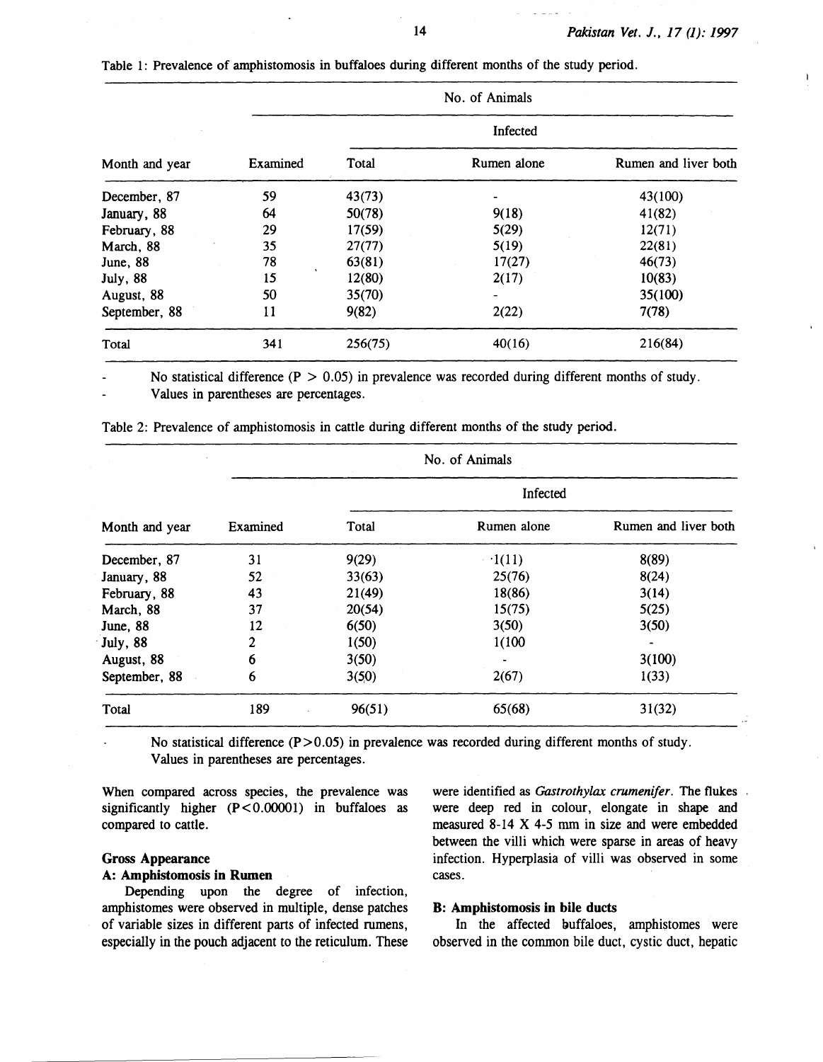Table 1: Prevalence of amphistomosis in buffaloes during different months of the study period.

| Month and year | No. of Animals | | | |
|---|---|---|---|---|
| | Examined | Infected | | |
| | | Total | Rumen alone | Rumen and liver both |
| December, 87 | 59 | 43(73) | - | 43(100) |
| January, 88 | 64 | 50(78) | 9(18) | 41(82) |
| February, 88 | 29 | 17(59) | 5(29) | 12(71) |
| March, 88 | 35 | 27(77) | 5(19) | 22(81) |
| June, 88 | 78 | 63(81) | 17(27) | 46(73) |
| July, 88 | 15 | 12(80) | 2(17) | 10(83) |
| August, 88 | 50 | 35(70) | - | 35(100) |
| September, 88 | 11 | 9(82) | 2(22) | 7(78) |
| Total | 341 | 256(75) | 40(16) | 216(84) |

- No statistical difference ($P > 0.05$) in prevalence was recorded during different months of study.
- Values in parentheses are percentages.

Table 2: Prevalence of amphistomosis in cattle during different months of the study period.

| Month and year | No. of Animals | | | |
|---|---|---|---|---|
| | Examined | Infected | | |
| | | Total | Rumen alone | Rumen and liver both |
| December, 87 | 31 | 9(29) | 1(11) | 8(89) |
| January, 88 | 52 | 33(63) | 25(76) | 8(24) |
| February, 88 | 43 | 21(49) | 18(86) | 3(14) |
| March, 88 | 37 | 20(54) | 15(75) | 5(25) |
| June, 88 | 12 | 6(50) | 3(50) | 3(50) |
| July, 88 | 2 | 1(50) | 1(100 | - |
| August, 88 | 6 | 3(50) | - | 3(100) |
| September, 88 | 6 | 3(50) | 2(67) | 1(33) |
| Total | 189 | 96(51) | 65(68) | 31(32) |

- No statistical difference ($P>0.05$) in prevalence was recorded during different months of study.
- Values in parentheses are percentages.

When compared across species, the prevalence was significantly higher ($P<0.00001$) in buffaloes as compared to cattle.

### Gross Appearance

#### A: Amphistomosis in Rumen

Depending upon the degree of infection, amphistomes were observed in multiple, dense patches of variable sizes in different parts of infected rumens, especially in the pouch adjacent to the reticulum. These were identified as *Gastrothylax crumenifer*. The flukes were deep red in colour, elongate in shape and measured 8-14 X 4-5 mm in size and were embedded between the villi which were sparse in areas of heavy infection. Hyperplasia of villi was observed in some cases.

#### B: Amphistomosis in bile ducts

In the affected buffaloes, amphistomes were observed in the common bile duct, cystic duct, hepatic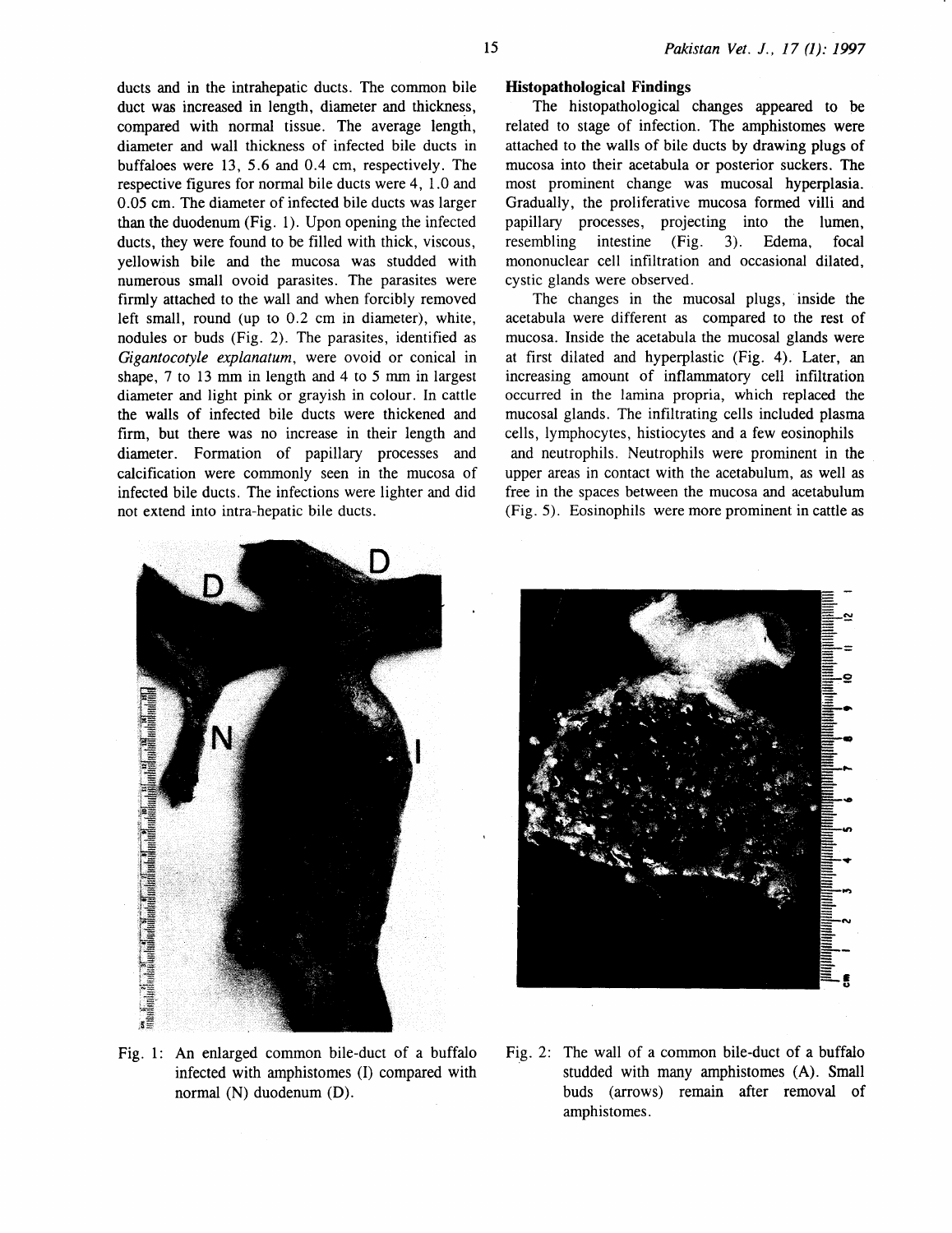ducts and in the intrahepatic ducts. The common bile duct was increased in length, diameter and thickness, compared with normal tissue. The average length, diameter and wall thickness of infected bile ducts in buffaloes were 13, 5.6 and 0.4 cm, respectively. The respective figures for normal bile ducts were 4, 1.0 and 0.05 cm. The diameter of infected bile ducts was larger than the duodenum (Fig. 1). Upon opening the infected ducts, they were found to be filled with thick, viscous, yellowish bile and the mucosa was studded with numerous small ovoid parasites. The parasites were firmly attached to the wall and when forcibly removed left small, round (up to 0.2 cm in diameter), white, nodules or buds (Fig. 2). The parasites, identified as *Gigantocotyle explanatum*, were ovoid or conical in shape, 7 to 13 mm in length and 4 to 5 mm in largest diameter and light pink or grayish in colour. In cattle the walls of infected bile ducts were thickened and firm, but there was no increase in their length and diameter. Formation of papillary processes and calcification were commonly seen in the mucosa of infected bile ducts. The infections were lighter and did not extend into intra-hepatic bile ducts.

### Histopathological Findings

The histopathological changes appeared to be related to stage of infection. The amphistomes were attached to the walls of bile ducts by drawing plugs of mucosa into their acetabula or posterior suckers. The most prominent change was mucosal hyperplasia. Gradually, the proliferative mucosa formed villi and papillary processes, projecting into the lumen, resembling intestine (Fig. 3). Edema, focal mononuclear cell infiltration and occasional dilated, cystic glands were observed.

The changes in the mucosal plugs, inside the acetabula were different as compared to the rest of mucosa. Inside the acetabula the mucosal glands were at first dilated and hyperplastic (Fig. 4). Later, an increasing amount of inflammatory cell infiltration occurred in the lamina propria, which replaced the mucosal glands. The infiltrating cells included plasma cells, lymphocytes, histiocytes and a few eosinophils and neutrophils. Neutrophils were prominent in the upper areas in contact with the acetabulum, as well as free in the spaces between the mucosa and acetabulum (Fig. 5). Eosinophils were more prominent in cattle as

Fig. 1: An enlarged common bile-duct of a buffalo infected with amphistomes (I) compared with normal (N) duodenum (D).

Fig. 2: The wall of a common bile-duct of a buffalo studded with many amphistomes (A). Small buds (arrows) remain after removal of amphistomes.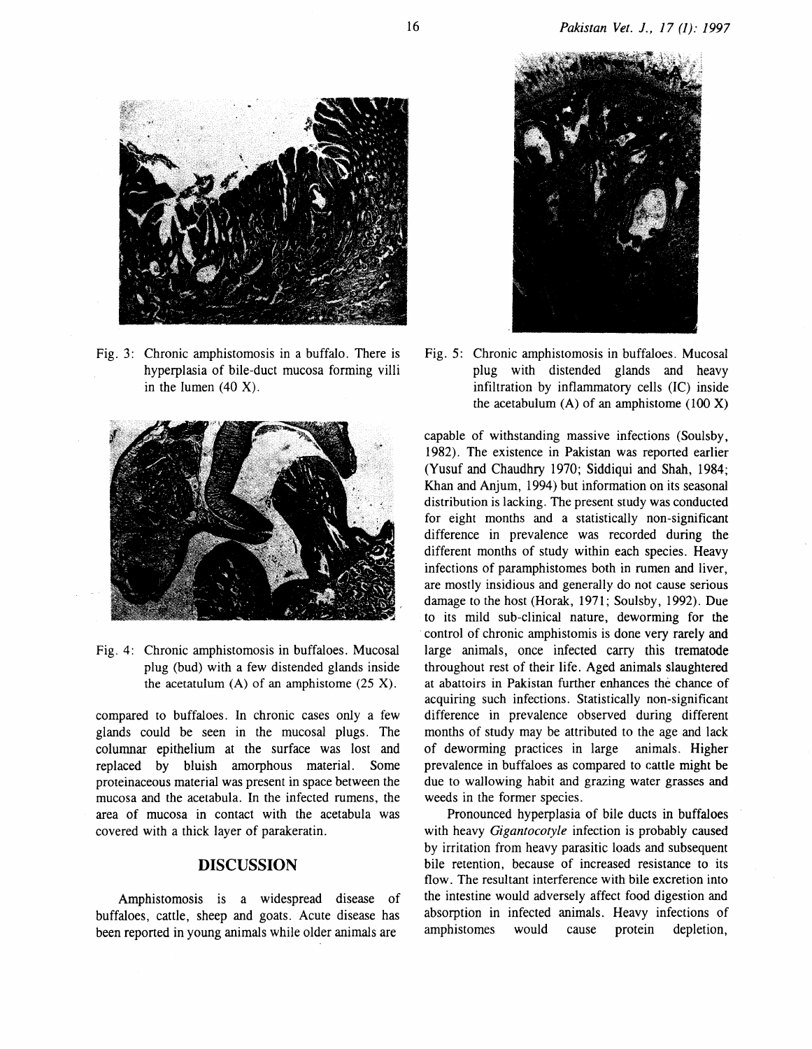Fig. 3: Chronic amphistomosis in a buffalo. There is hyperplasia of bile-duct mucosa forming villi in the lumen (40 X).

Fig. 4: Chronic amphistomosis in buffaloes. Mucosal plug (bud) with a few distended glands inside the acetatulum (A) of an amphistome (25 X).

compared to buffaloes. In chronic cases only a few glands could be seen in the mucosal plugs. The columnar epithelium at the surface was lost and replaced by bluish amorphous material. Some proteinaceous material was present in space between the mucosa and the acetabula. In the infected rumens, the area of mucosa in contact with the acetabula was covered with a thick layer of parakeratin.

## DISCUSSION

Amphistomosis is a widespread disease of buffaloes, cattle, sheep and goats. Acute disease has been reported in young animals while older animals are

Fig. 5: Chronic amphistomosis in buffaloes. Mucosal plug with distended glands and heavy infiltration by inflammatory cells (IC) inside the acetabulum (A) of an amphistome (100 X)

capable of withstanding massive infections (Soulsby, 1982). The existence in Pakistan was reported earlier (Yusuf and Chaudhry 1970; Siddiqui and Shah, 1984; Khan and Anjum, 1994) but information on its seasonal distribution is lacking. The present study was conducted for eight months and a statistically non-significant difference in prevalence was recorded during the different months of study within each species. Heavy infections of paramphistomes both in rumen and liver, are mostly insidious and generally do not cause serious damage to the host (Horak, 1971; Soulsby, 1992). Due to its mild sub-clinical nature, deworming for the control of chronic amphistomis is done very rarely and large animals, once infected carry this trematode throughout rest of their life. Aged animals slaughtered at abattoirs in Pakistan further enhances the chance of acquiring such infections. Statistically non-significant difference in prevalence observed during different months of study may be attributed to the age and lack of deworming practices in large animals. Higher prevalence in buffaloes as compared to cattle might be due to wallowing habit and grazing water grasses and weeds in the former species.

Pronounced hyperplasia of bile ducts in buffaloes with heavy *Gigantocotyle* infection is probably caused by irritation from heavy parasitic loads and subsequent bile retention, because of increased resistance to its flow. The resultant interference with bile excretion into the intestine would adversely affect food digestion and absorption in infected animals. Heavy infections of amphistomes would cause protein depletion,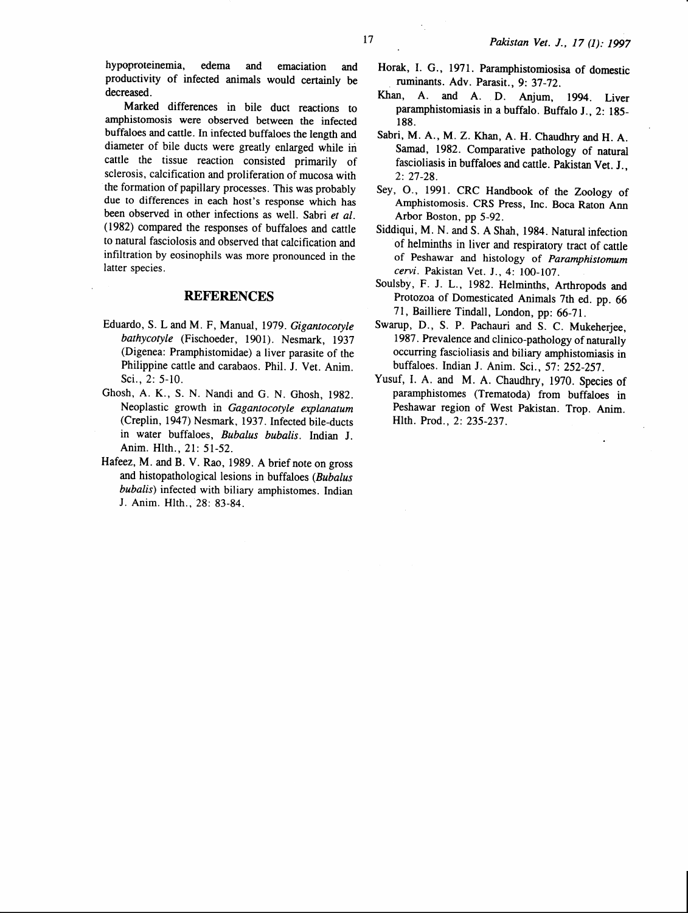hypoproteinemia, edema and emaciation and productivity of infected animals would certainly be decreased.

Marked differences in bile duct reactions to amphistomosis were observed between the infected buffaloes and cattle. In infected buffaloes the length and diameter of bile ducts were greatly enlarged while in cattle the tissue reaction consisted primarily of sclerosis, calcification and proliferation of mucosa with the formation of papillary processes. This was probably due to differences in each host's response which has been observed in other infections as well. Sabri *et al.* (1982) compared the responses of buffaloes and cattle to natural fasciolosis and observed that calcification and infiltration by eosinophils was more pronounced in the latter species.

## REFERENCES

Eduardo, S. L and M. F, Manual, 1979. *Gigantocotyle bathycotyle* (Fischoeder, 1901). Nesmark, 1937 (Digenea: Pramphistomidae) a liver parasite of the Philippine cattle and carabaos. Phil. J. Vet. Anim. Sci., 2: 5-10.

Ghosh, A. K., S. N. Nandi and G. N. Ghosh, 1982. Neoplastic growth in *Gagantocotyle explanatum* (Creplin, 1947) Nesmark, 1937. Infected bile-ducts in water buffaloes, *Bubalus bubalis*. Indian J. Anim. Hlth., 21: 51-52.

Hafeez, M. and B. V. Rao, 1989. A brief note on gross and histopathological lesions in buffaloes (*Bubalus bubalis*) infected with biliary amphistomes. Indian J. Anim. Hlth., 28: 83-84.

Horak, I. G., 1971. Paramphistomiosisa of domestic ruminants. Adv. Parasit., 9: 37-72.

Khan, A. and A. D. Anjum, 1994. Liver paramphistomiasis in a buffalo. Buffalo J., 2: 185-188.

Sabri, M. A., M. Z. Khan, A. H. Chaudhry and H. A. Samad, 1982. Comparative pathology of natural fascioliasis in buffaloes and cattle. Pakistan Vet. J., 2: 27-28.

Sey, O., 1991. CRC Handbook of the Zoology of Amphistomosis. CRS Press, Inc. Boca Raton Ann Arbor Boston, pp 5-92.

Siddiqui, M. N. and S. A Shah, 1984. Natural infection of helminths in liver and respiratory tract of cattle of Peshawar and histology of *Paramphistomum cervi*. Pakistan Vet. J., 4: 100-107.

Soulsby, F. J. L., 1982. Helminths, Arthropods and Protozoa of Domesticated Animals 7th ed. pp. 66 71, Bailliere Tindall, London, pp: 66-71.

Swarup, D., S. P. Pachauri and S. C. Mukeherjee, 1987. Prevalence and clinico-pathology of naturally occurring fascioliasis and biliary amphistomiasis in buffaloes. Indian J. Anim. Sci., 57: 252-257.

Yusuf, I. A. and M. A. Chaudhry, 1970. Species of paramphistomes (Trematoda) from buffaloes in Peshawar region of West Pakistan. Trop. Anim. Hlth. Prod., 2: 235-237.